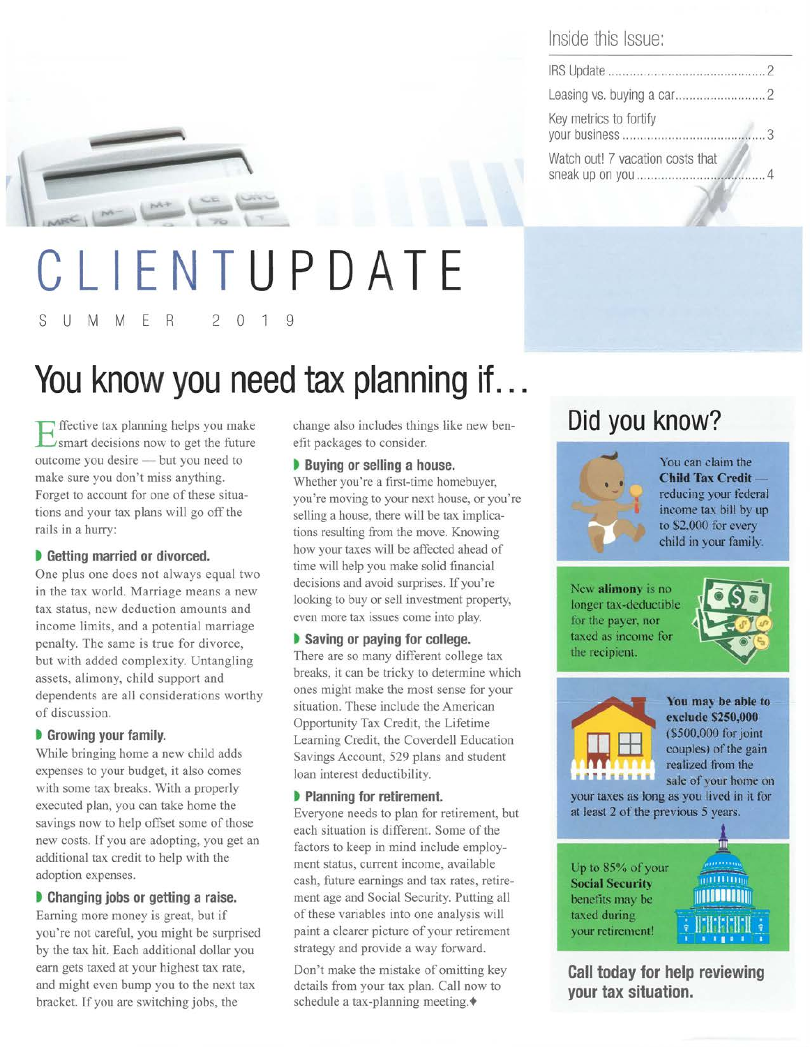## Inside this Issue:

| | |
|---|---|
| IRS Update | 2 |
| Leasing vs. buying a car | 2 |
| Key metrics to fortify your business | 3 |
| Watch out! 7 vacation costs that sneak up on you | 4 |

# CLIENT UPDATE

SUMMER 2019

# You know you need tax planning if…

Effective tax planning helps you make smart decisions now to get the future outcome you desire — but you need to make sure you don't miss anything. Forget to account for one of these situations and your tax plans will go off the rails in a hurry:

### Getting married or divorced.

One plus one does not always equal two in the tax world. Marriage means a new tax status, new deduction amounts and income limits, and a potential marriage penalty. The same is true for divorce, but with added complexity. Untangling assets, alimony, child support and dependents are all considerations worthy of discussion.

### Growing your family.

While bringing home a new child adds expenses to your budget, it also comes with some tax breaks. With a properly executed plan, you can take home the savings now to help offset some of those new costs. If you are adopting, you get an additional tax credit to help with the adoption expenses.

### Changing jobs or getting a raise.

Earning more money is great, but if you're not careful, you might be surprised by the tax hit. Each additional dollar you earn gets taxed at your highest tax rate, and might even bump you to the next tax bracket. If you are switching jobs, the change also includes things like new benefit packages to consider.

### Buying or selling a house.

Whether you're a first-time homebuyer, you're moving to your next house, or you're selling a house, there will be tax implications resulting from the move. Knowing how your taxes will be affected ahead of time will help you make solid financial decisions and avoid surprises. If you're looking to buy or sell investment property, even more tax issues come into play.

### Saving or paying for college.

There are so many different college tax breaks, it can be tricky to determine which ones might make the most sense for your situation. These include the American Opportunity Tax Credit, the Lifetime Learning Credit, the Coverdell Education Savings Account, 529 plans and student loan interest deductibility.

### Planning for retirement.

Everyone needs to plan for retirement, but each situation is different. Some of the factors to keep in mind include employment status, current income, available cash, future earnings and tax rates, retirement age and Social Security. Putting all of these variables into one analysis will paint a clearer picture of your retirement strategy and provide a way forward.

Don't make the mistake of omitting key details from your tax plan. Call now to schedule a tax-planning meeting.♦

## Did you know?

You can claim the **Child Tax Credit** — reducing your federal income tax bill by up to $2,000 for every child in your family.

New **alimony** is no longer tax-deductible for the payer, nor taxed as income for the recipient.

**You may be able to exclude $250,000** ($500,000 for joint couples) of the gain realized from the sale of your home on your taxes as long as you lived in it for at least 2 of the previous 5 years.

Up to 85% of your **Social Security** benefits may be taxed during your retirement!

**Call today for help reviewing your tax situation.**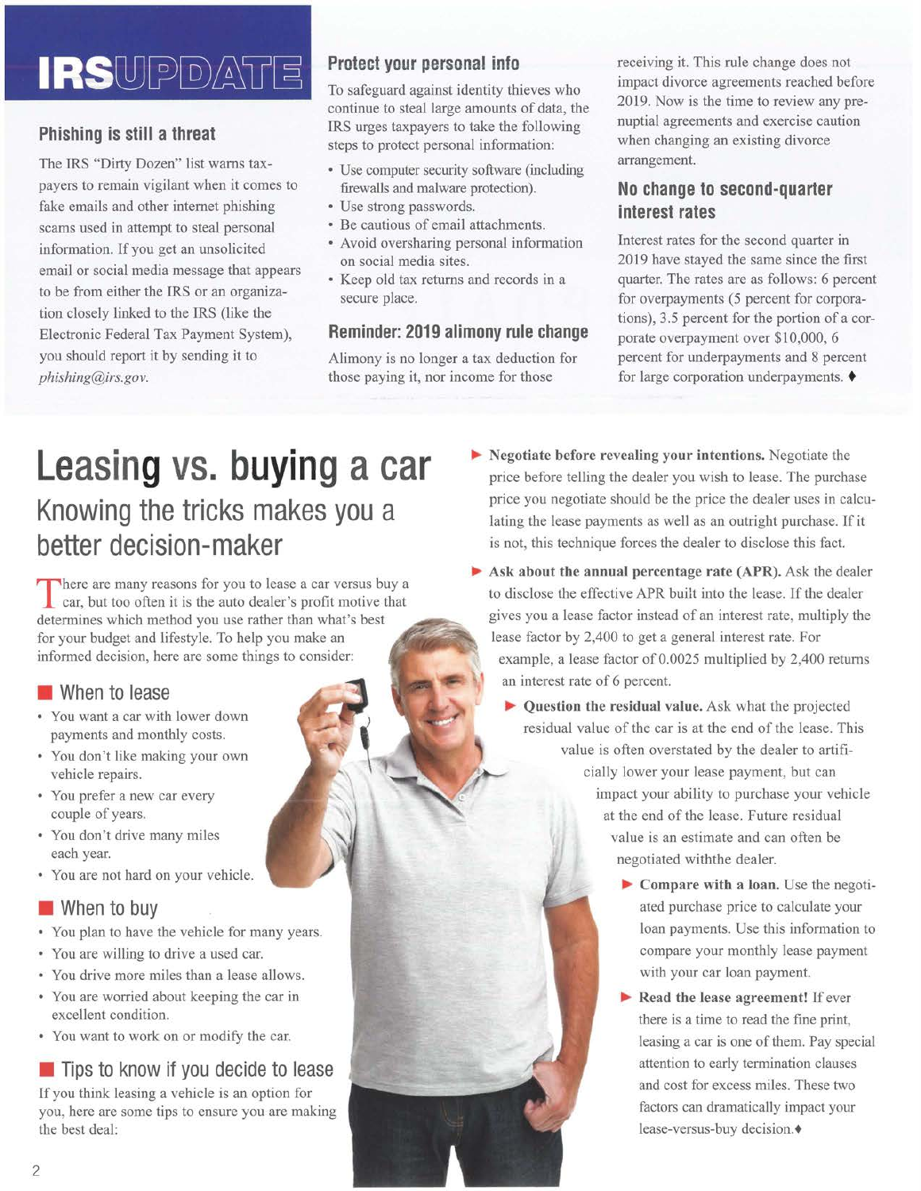# IRS UPDATE

## Phishing is still a threat

The IRS "Dirty Dozen" list warns taxpayers to remain vigilant when it comes to fake emails and other internet phishing scams used in attempt to steal personal information. If you get an unsolicited email or social media message that appears to be from either the IRS or an organization closely linked to the IRS (like the Electronic Federal Tax Payment System), you should report it by sending it to *phishing@irs.gov*.

## Protect your personal info

To safeguard against identity thieves who continue to steal large amounts of data, the IRS urges taxpayers to take the following steps to protect personal information:

- Use computer security software (including firewalls and malware protection).
- Use strong passwords.
- Be cautious of email attachments.
- Avoid oversharing personal information on social media sites.
- Keep old tax returns and records in a secure place.

## Reminder: 2019 alimony rule change

Alimony is no longer a tax deduction for those paying it, nor income for those receiving it. This rule change does not impact divorce agreements reached before 2019. Now is the time to review any prenuptial agreements and exercise caution when changing an existing divorce arrangement.

## No change to second-quarter interest rates

Interest rates for the second quarter in 2019 have stayed the same since the first quarter. The rates are as follows: 6 percent for overpayments (5 percent for corporations), 3.5 percent for the portion of a corporate overpayment over $10,000, 6 percent for underpayments and 8 percent for large corporation underpayments. ♦

# Leasing vs. buying a car

## Knowing the tricks makes you a better decision-maker

There are many reasons for you to lease a car versus buy a car, but too often it is the auto dealer's profit motive that determines which method you use rather than what's best for your budget and lifestyle. To help you make an informed decision, here are some things to consider:

### When to lease

- You want a car with lower down payments and monthly costs.
- You don't like making your own vehicle repairs.
- You prefer a new car every couple of years.
- You don't drive many miles each year.
- You are not hard on your vehicle.

### When to buy

- You plan to have the vehicle for many years.
- You are willing to drive a used car.
- You drive more miles than a lease allows.
- You are worried about keeping the car in excellent condition.
- You want to work on or modify the car.

### Tips to know if you decide to lease

If you think leasing a vehicle is an option for you, here are some tips to ensure you are making the best deal:

- **Negotiate before revealing your intentions.** Negotiate the price before telling the dealer you wish to lease. The purchase price you negotiate should be the price the dealer uses in calculating the lease payments as well as an outright purchase. If it is not, this technique forces the dealer to disclose this fact.
- **Ask about the annual percentage rate (APR).** Ask the dealer to disclose the effective APR built into the lease. If the dealer gives you a lease factor instead of an interest rate, multiply the lease factor by 2,400 to get a general interest rate. For example, a lease factor of 0.0025 multiplied by 2,400 returns an interest rate of 6 percent.
- **Question the residual value.** Ask what the projected residual value of the car is at the end of the lease. This value is often overstated by the dealer to artificially lower your lease payment, but can impact your ability to purchase your vehicle at the end of the lease. Future residual value is an estimate and can often be negotiated withthe dealer.
- **Compare with a loan.** Use the negotiated purchase price to calculate your loan payments. Use this information to compare your monthly lease payment with your car loan payment.
- **Read the lease agreement!** If ever there is a time to read the fine print, leasing a car is one of them. Pay special attention to early termination clauses and cost for excess miles. These two factors can dramatically impact your lease-versus-buy decision. ♦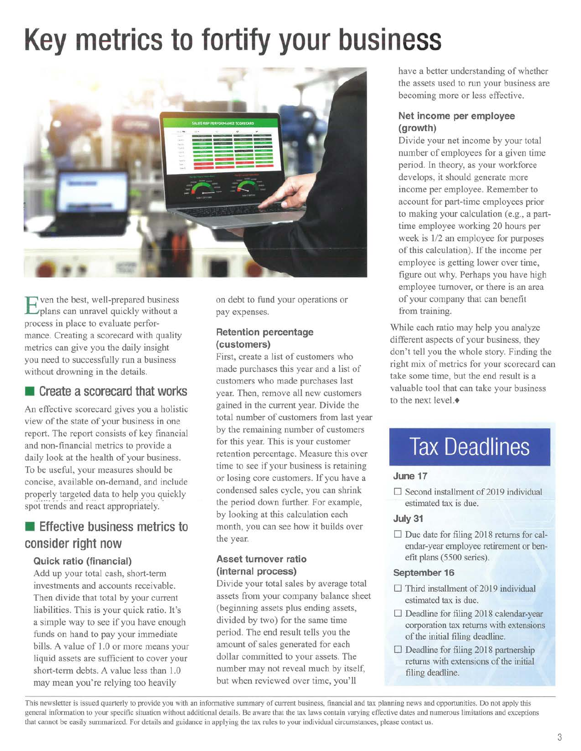# Key metrics to fortify your business

Even the best, well-prepared business plans can unravel quickly without a process in place to evaluate performance. Creating a scorecard with quality metrics can give you the daily insight you need to successfully run a business without drowning in the details.

## Create a scorecard that works

An effective scorecard gives you a holistic view of the state of your business in one report. The report consists of key financial and non-financial metrics to provide a daily look at the health of your business. To be useful, your measures should be concise, available on-demand, and include properly targeted data to help you quickly spot trends and react appropriately.

## Effective business metrics to consider right now

### Quick ratio (financial)

Add up your total cash, short-term investments and accounts receivable. Then divide that total by your current liabilities. This is your quick ratio. It's a simple way to see if you have enough funds on hand to pay your immediate bills. A value of 1.0 or more means your liquid assets are sufficient to cover your short-term debts. A value less than 1.0 may mean you're relying too heavily on debt to fund your operations or pay expenses.

### Retention percentage (customers)

First, create a list of customers who made purchases this year and a list of customers who made purchases last year. Then, remove all new customers gained in the current year. Divide the total number of customers from last year by the remaining number of customers for this year. This is your customer retention percentage. Measure this over time to see if your business is retaining or losing core customers. If you have a condensed sales cycle, you can shrink the period down further. For example, by looking at this calculation each month, you can see how it builds over the year.

### Asset turnover ratio (internal process)

Divide your total sales by average total assets from your company balance sheet (beginning assets plus ending assets, divided by two) for the same time period. The end result tells you the amount of sales generated for each dollar committed to your assets. The number may not reveal much by itself, but when reviewed over time, you'll have a better understanding of whether the assets used to run your business are becoming more or less effective.

### Net income per employee (growth)

Divide your net income by your total number of employees for a given time period. In theory, as your workforce develops, it should generate more income per employee. Remember to account for part-time employees prior to making your calculation (e.g., a part-time employee working 20 hours per week is 1/2 an employee for purposes of this calculation). If the income per employee is getting lower over time, figure out why. Perhaps you have high employee turnover, or there is an area of your company that can benefit from training.

While each ratio may help you analyze different aspects of your business, they don't tell you the whole story. Finding the right mix of metrics for your scorecard can take some time, but the end result is a valuable tool that can take your business to the next level.♦

## Tax Deadlines

**June 17**

- ☐ Second installment of 2019 individual estimated tax is due.

**July 31**

- ☐ Due date for filing 2018 returns for calendar-year employee retirement or benefit plans (5500 series).

**September 16**

- ☐ Third installment of 2019 individual estimated tax is due.
- ☐ Deadline for filing 2018 calendar-year corporation tax returns with extensions of the initial filing deadline.
- ☐ Deadline for filing 2018 partnership returns with extensions of the initial filing deadline.

This newsletter is issued quarterly to provide you with an informative summary of current business, financial and tax planning news and opportunities. Do not apply this general information to your specific situation without additional details. Be aware that the tax laws contain varying effective dates and numerous limitations and exceptions that cannot be easily summarized. For details and guidance in applying the tax rules to your individual circumstances, please contact us.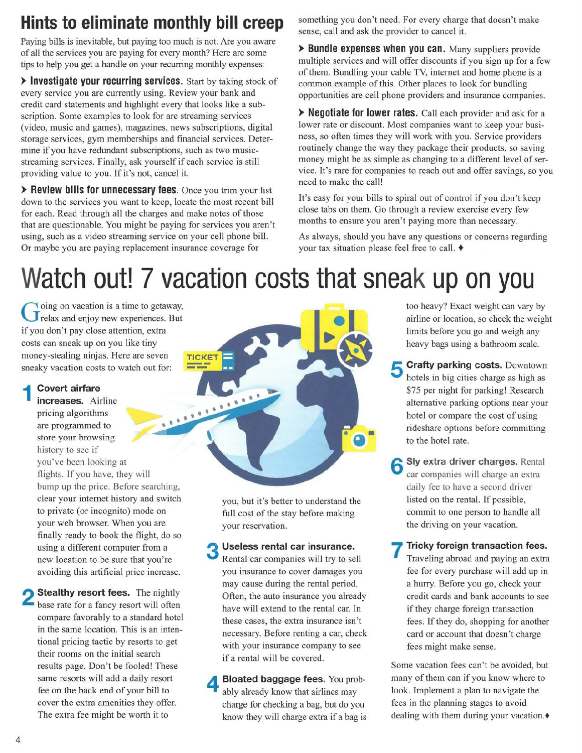## Hints to eliminate monthly bill creep

Paying bills is inevitable, but paying too much is not. Are you aware of all the services you are paying for every month? Here are some tips to help you get a handle on your recurring monthly expenses:

**Investigate your recurring services.** Start by taking stock of every service you are currently using. Review your bank and credit card statements and highlight every that looks like a subscription. Some examples to look for are streaming services (video, music and games), magazines, news subscriptions, digital storage services, gym memberships and financial services. Determine if you have redundant subscriptions, such as two music-streaming services. Finally, ask yourself if each service is still providing value to you. If it's not, cancel it.

**Review bills for unnecessary fees.** Once you trim your list down to the services you want to keep, locate the most recent bill for each. Read through all the charges and make notes of those that are questionable. You might be paying for services you aren't using, such as a video streaming service on your cell phone bill. Or maybe you are paying replacement insurance coverage for something you don't need. For every charge that doesn't make sense, call and ask the provider to cancel it.

**Bundle expenses when you can.** Many suppliers provide multiple services and will offer discounts if you sign up for a few of them. Bundling your cable TV, internet and home phone is a common example of this. Other places to look for bundling opportunities are cell phone providers and insurance companies.

**Negotiate for lower rates.** Call each provider and ask for a lower rate or discount. Most companies want to keep your business, so often times they will work with you. Service providers routinely change the way they package their products, so saving money might be as simple as changing to a different level of service. It's rare for companies to reach out and offer savings, so you need to make the call!

It's easy for your bills to spiral out of control if you don't keep close tabs on them. Go through a review exercise every few months to ensure you aren't paying more than necessary.

As always, should you have any questions or concerns regarding your tax situation please feel free to call. ♦

# Watch out! 7 vacation costs that sneak up on you

Going on vacation is a time to getaway, relax and enjoy new experiences. But if you don't pay close attention, extra costs can sneak up on you like tiny money-stealing ninjas. Here are seven sneaky vacation costs to watch out for:

1. **Covert airfare increases.** Airline pricing algorithms are programmed to store your browsing history to see if you've been looking at flights. If you have, they will bump up the price. Before searching, clear your internet history and switch to private (or incognito) mode on your web browser. When you are finally ready to book the flight, do so using a different computer from a new location to be sure that you're avoiding this artificial price increase.

2. **Stealthy resort fees.** The nightly base rate for a fancy resort will often compare favorably to a standard hotel in the same location. This is an intentional pricing tactic by resorts to get their rooms on the initial search results page. Don't be fooled! These same resorts will add a daily resort fee on the back end of your bill to cover the extra amenities they offer. The extra fee might be worth it to you, but it's better to understand the full cost of the stay before making your reservation.

3. **Useless rental car insurance.** Rental car companies will try to sell you insurance to cover damages you may cause during the rental period. Often, the auto insurance you already have will extend to the rental car. In these cases, the extra insurance isn't necessary. Before renting a car, check with your insurance company to see if a rental will be covered.

4. **Bloated baggage fees.** You probably already know that airlines may charge for checking a bag, but do you know they will charge extra if a bag is too heavy? Exact weight can vary by airline or location, so check the weight limits before you go and weigh any heavy bags using a bathroom scale.

5. **Crafty parking costs.** Downtown hotels in big cities charge as high as $75 per night for parking! Research alternative parking options near your hotel or compare the cost of using rideshare options before committing to the hotel rate.

6. **Sly extra driver charges.** Rental car companies will charge an extra daily fee to have a second driver listed on the rental. If possible, commit to one person to handle all the driving on your vacation.

7. **Tricky foreign transaction fees.** Traveling abroad and paying an extra fee for every purchase will add up in a hurry. Before you go, check your credit cards and bank accounts to see if they charge foreign transaction fees. If they do, shopping for another card or account that doesn't charge fees might make sense.

Some vacation fees can't be avoided, but many of them can if you know where to look. Implement a plan to navigate the fees in the planning stages to avoid dealing with them during your vacation. ♦